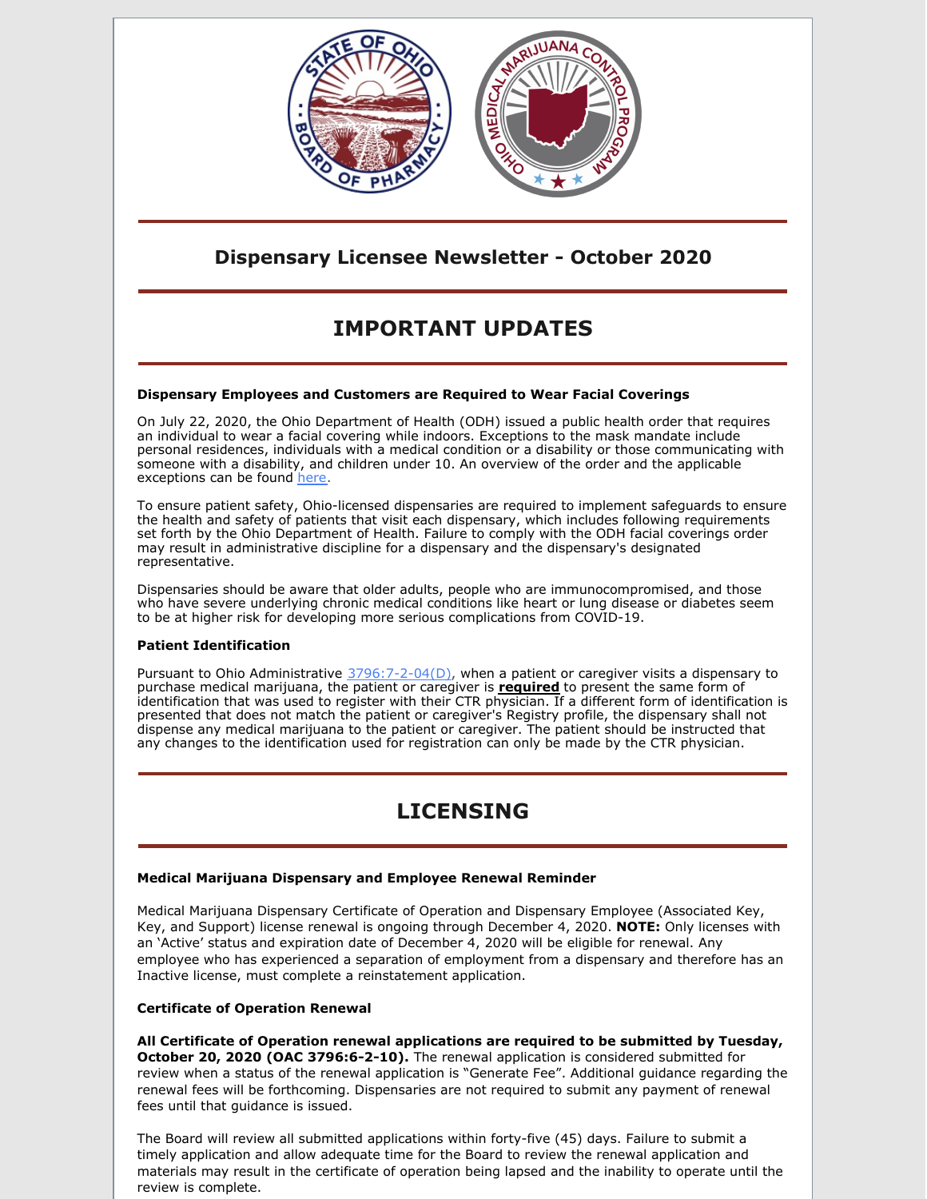# Dispensary Licensee Newsletter - October 2020

## IMPORTANT UPDATES

**Dispensary Employees and Customers are Required to Wear Facial Coverings**

On July 22, 2020, the Ohio Department of Health (ODH) issued a public health order that requires an individual to wear a facial covering while indoors. Exceptions to the mask mandate include personal residences, individuals with a medical condition or a disability or those communicating with someone with a disability, and children under 10. An overview of the order and the applicable exceptions can be found here.

To ensure patient safety, Ohio-licensed dispensaries are required to implement safeguards to ensure the health and safety of patients that visit each dispensary, which includes following requirements set forth by the Ohio Department of Health. Failure to comply with the ODH facial coverings order may result in administrative discipline for a dispensary and the dispensary's designated representative.

Dispensaries should be aware that older adults, people who are immunocompromised, and those who have severe underlying chronic medical conditions like heart or lung disease or diabetes seem to be at higher risk for developing more serious complications from COVID-19.

**Patient Identification**

Pursuant to Ohio Administrative 3796:7-2-04(D), when a patient or caregiver visits a dispensary to purchase medical marijuana, the patient or caregiver is **required** to present the same form of identification that was used to register with their CTR physician. If a different form of identification is presented that does not match the patient or caregiver's Registry profile, the dispensary shall not dispense any medical marijuana to the patient or caregiver. The patient should be instructed that any changes to the identification used for registration can only be made by the CTR physician.

## LICENSING

**Medical Marijuana Dispensary and Employee Renewal Reminder**

Medical Marijuana Dispensary Certificate of Operation and Dispensary Employee (Associated Key, Key, and Support) license renewal is ongoing through December 4, 2020. **NOTE:** Only licenses with an 'Active' status and expiration date of December 4, 2020 will be eligible for renewal. Any employee who has experienced a separation of employment from a dispensary and therefore has an Inactive license, must complete a reinstatement application.

**Certificate of Operation Renewal**

**All Certificate of Operation renewal applications are required to be submitted by Tuesday, October 20, 2020 (OAC 3796:6-2-10).** The renewal application is considered submitted for review when a status of the renewal application is "Generate Fee". Additional guidance regarding the renewal fees will be forthcoming. Dispensaries are not required to submit any payment of renewal fees until that guidance is issued.

The Board will review all submitted applications within forty-five (45) days. Failure to submit a timely application and allow adequate time for the Board to review the renewal application and materials may result in the certificate of operation being lapsed and the inability to operate until the review is complete.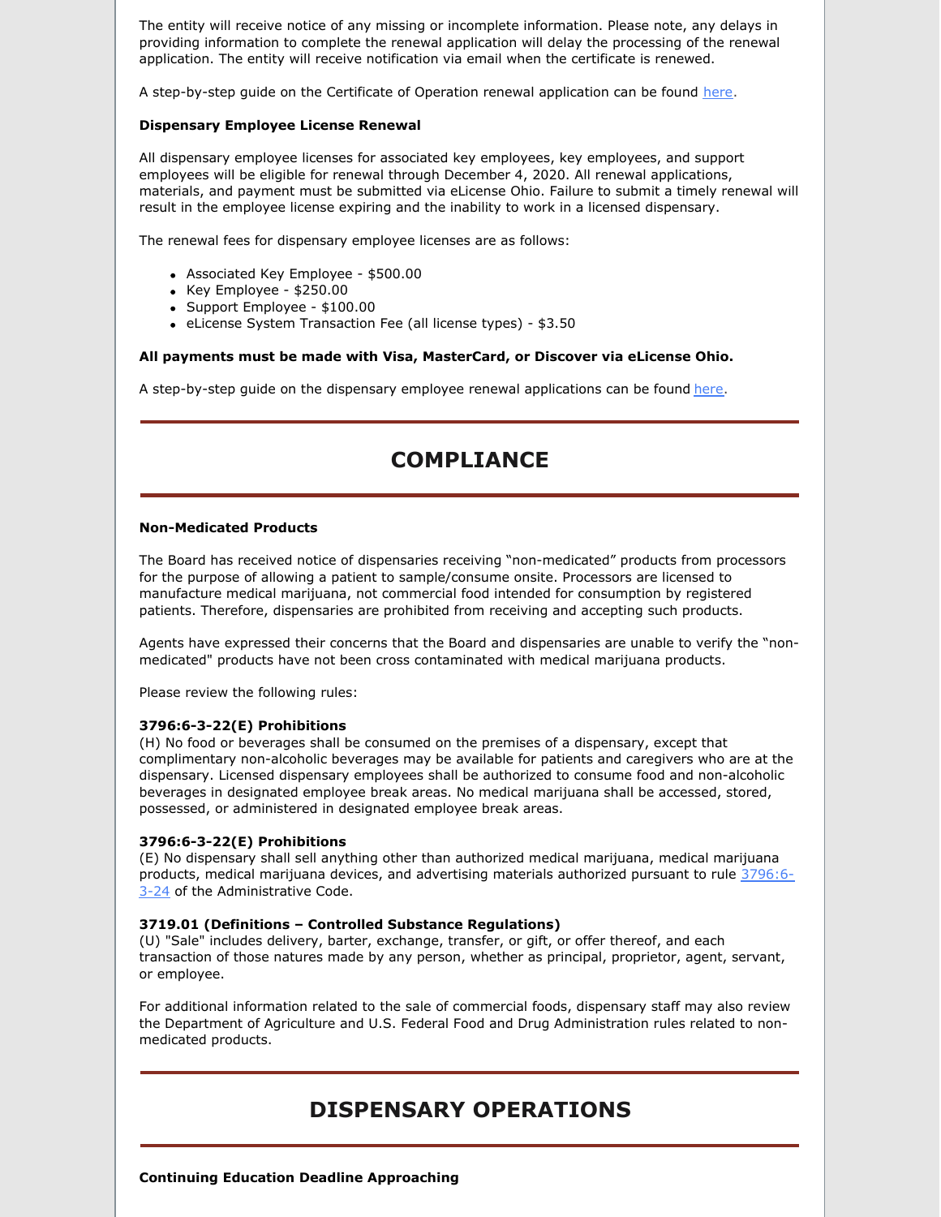The entity will receive notice of any missing or incomplete information. Please note, any delays in providing information to complete the renewal application will delay the processing of the renewal application. The entity will receive notification via email when the certificate is renewed.

A step-by-step guide on the Certificate of Operation renewal application can be found here.

**Dispensary Employee License Renewal**

All dispensary employee licenses for associated key employees, key employees, and support employees will be eligible for renewal through December 4, 2020. All renewal applications, materials, and payment must be submitted via eLicense Ohio. Failure to submit a timely renewal will result in the employee license expiring and the inability to work in a licensed dispensary.

The renewal fees for dispensary employee licenses are as follows:

- Associated Key Employee - $500.00
- Key Employee - $250.00
- Support Employee - $100.00
- eLicense System Transaction Fee (all license types) - $3.50

**All payments must be made with Visa, MasterCard, or Discover via eLicense Ohio.**

A step-by-step guide on the dispensary employee renewal applications can be found here.

## COMPLIANCE

**Non-Medicated Products**

The Board has received notice of dispensaries receiving "non-medicated" products from processors for the purpose of allowing a patient to sample/consume onsite. Processors are licensed to manufacture medical marijuana, not commercial food intended for consumption by registered patients. Therefore, dispensaries are prohibited from receiving and accepting such products.

Agents have expressed their concerns that the Board and dispensaries are unable to verify the "non-medicated" products have not been cross contaminated with medical marijuana products.

Please review the following rules:

**3796:6-3-22(E) Prohibitions**
(H) No food or beverages shall be consumed on the premises of a dispensary, except that complimentary non-alcoholic beverages may be available for patients and caregivers who are at the dispensary. Licensed dispensary employees shall be authorized to consume food and non-alcoholic beverages in designated employee break areas. No medical marijuana shall be accessed, stored, possessed, or administered in designated employee break areas.

**3796:6-3-22(E) Prohibitions**
(E) No dispensary shall sell anything other than authorized medical marijuana, medical marijuana products, medical marijuana devices, and advertising materials authorized pursuant to rule 3796:6-3-24 of the Administrative Code.

**3719.01 (Definitions – Controlled Substance Regulations)**
(U) "Sale" includes delivery, barter, exchange, transfer, or gift, or offer thereof, and each transaction of those natures made by any person, whether as principal, proprietor, agent, servant, or employee.

For additional information related to the sale of commercial foods, dispensary staff may also review the Department of Agriculture and U.S. Federal Food and Drug Administration rules related to non-medicated products.

## DISPENSARY OPERATIONS

**Continuing Education Deadline Approaching**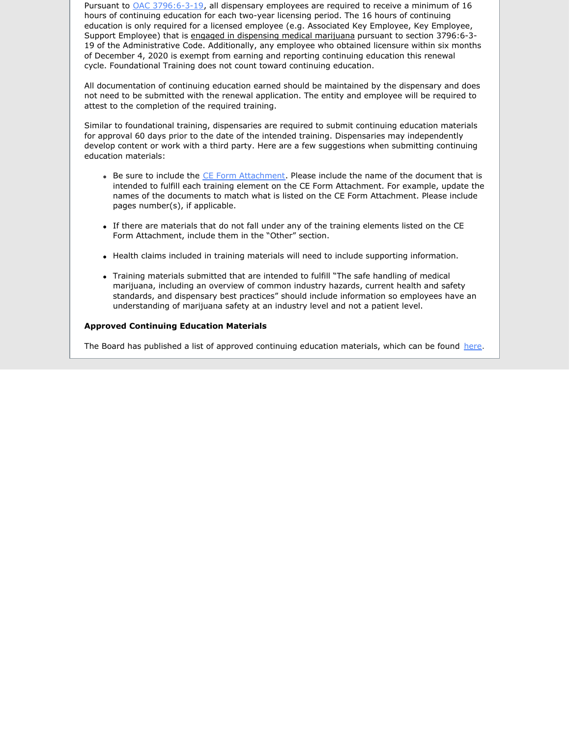Pursuant to [OAC 3796:6-3-19](), all dispensary employees are required to receive a minimum of 16 hours of continuing education for each two-year licensing period. The 16 hours of continuing education is only required for a licensed employee (e.g. Associated Key Employee, Key Employee, Support Employee) that is engaged in dispensing medical marijuana pursuant to section 3796:6-3-19 of the Administrative Code. Additionally, any employee who obtained licensure within six months of December 4, 2020 is exempt from earning and reporting continuing education this renewal cycle. Foundational Training does not count toward continuing education.

All documentation of continuing education earned should be maintained by the dispensary and does not need to be submitted with the renewal application. The entity and employee will be required to attest to the completion of the required training.

Similar to foundational training, dispensaries are required to submit continuing education materials for approval 60 days prior to the date of the intended training. Dispensaries may independently develop content or work with a third party. Here are a few suggestions when submitting continuing education materials:

- Be sure to include the CE Form Attachment. Please include the name of the document that is intended to fulfill each training element on the CE Form Attachment. For example, update the names of the documents to match what is listed on the CE Form Attachment. Please include pages number(s), if applicable.
- If there are materials that do not fall under any of the training elements listed on the CE Form Attachment, include them in the "Other" section.
- Health claims included in training materials will need to include supporting information.
- Training materials submitted that are intended to fulfill "The safe handling of medical marijuana, including an overview of common industry hazards, current health and safety standards, and dispensary best practices" should include information so employees have an understanding of marijuana safety at an industry level and not a patient level.

**Approved Continuing Education Materials**

The Board has published a list of approved continuing education materials, which can be found here.